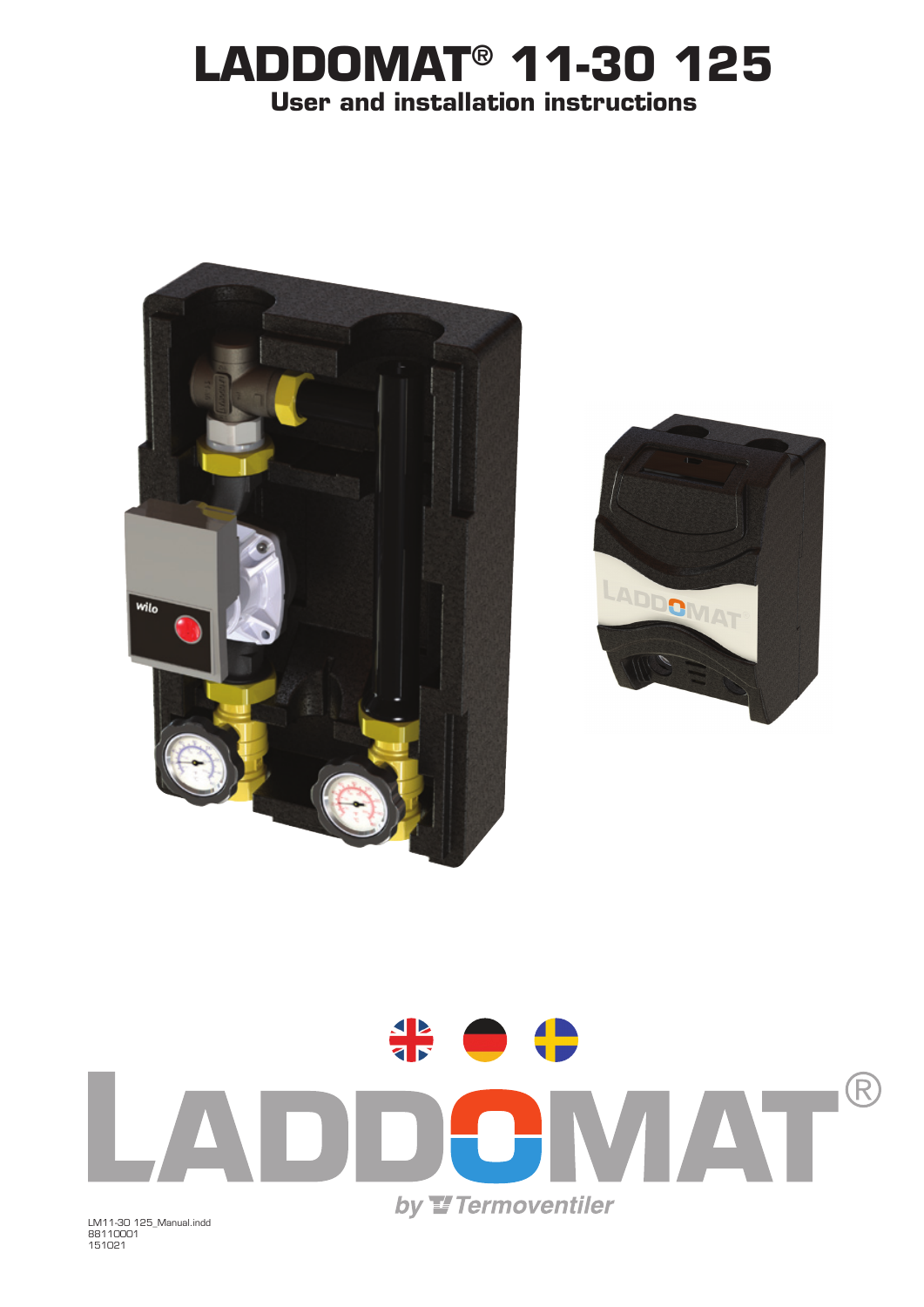# LADDOMAT® 11-30 125

## User and installation instructions

LADDOMAT®

by Termoventiler

LM11-30 125_Manual.indd
88110001
151021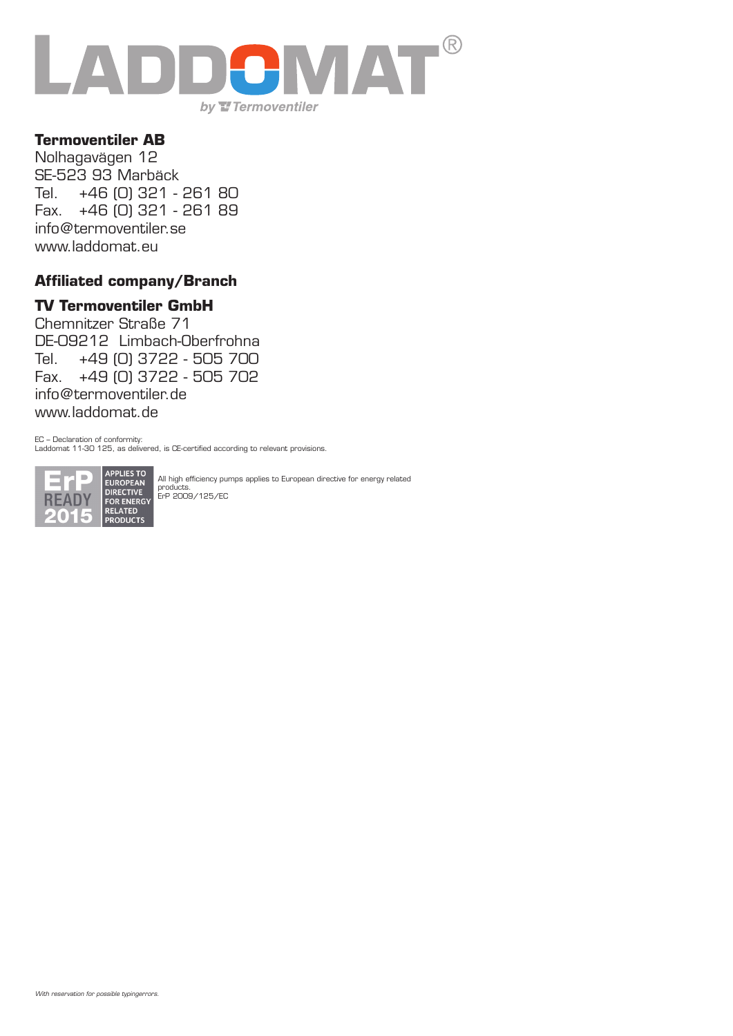# LADDOMAT®

by Termoventiler

**Termoventiler AB**
Nolhagavägen 12
SE-523 93 Marbäck
Tel. +46 (0) 321 - 261 80
Fax. +46 (0) 321 - 261 89
info@termoventiler.se
www.laddomat.eu

## Affiliated company/Branch

**TV Termoventiler GmbH**
Chemnitzer Straße 71
DE-09212 Limbach-Oberfrohna
Tel. +49 (0) 3722 - 505 700
Fax. +49 (0) 3722 - 505 702
info@termoventiler.de
www.laddomat.de

EC – Declaration of conformity:
Laddomat 11-30 125, as delivered, is CE-certified according to relevant provisions.

ErP READY 2015 — APPLIES TO EUROPEAN DIRECTIVE FOR ENERGY RELATED PRODUCTS

All high efficiency pumps applies to European directive for energy related products.
ErP 2009/125/EC

*With reservation for possible typingerrors.*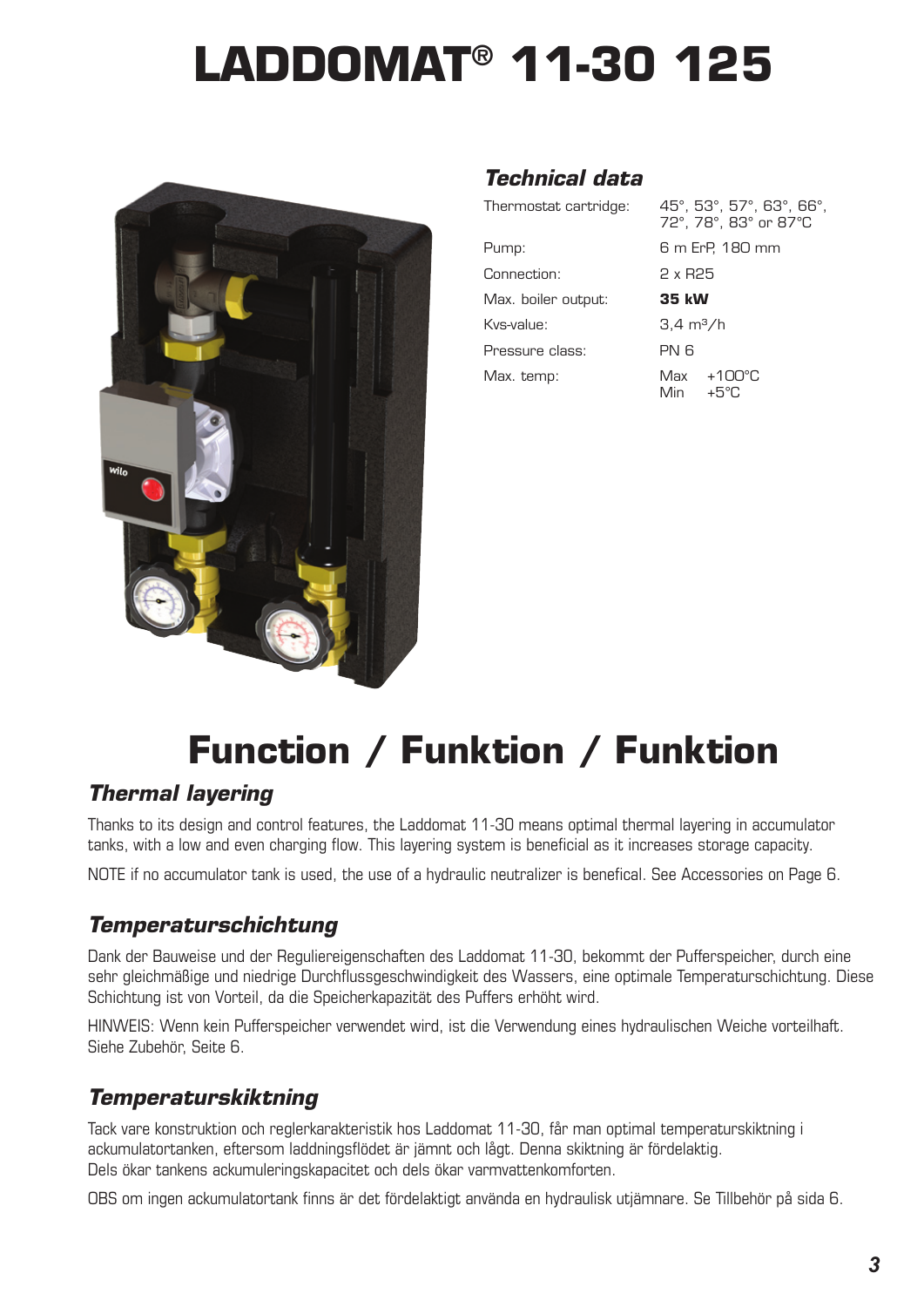# LADDOMAT® 11-30 125

## Technical data

| | |
|---|---|
| Thermostat cartridge: | 45°, 53°, 57°, 63°, 66°, 72°, 78°, 83° or 87°C |
| Pump: | 6 m ErP, 180 mm |
| Connection: | 2 x R25 |
| Max. boiler output: | **35 kW** |
| Kvs-value: | 3,4 m³/h |
| Pressure class: | PN 6 |
| Max. temp: | Max +100°C<br>Min +5°C |

# Function / Funktion / Funktion

### *Thermal layering*

Thanks to its design and control features, the Laddomat 11-30 means optimal thermal layering in accumulator tanks, with a low and even charging flow. This layering system is beneficial as it increases storage capacity.

NOTE if no accumulator tank is used, the use of a hydraulic neutralizer is benefical. See Accessories on Page 6.

### *Temperaturschichtung*

Dank der Bauweise und der Reguliereigenschaften des Laddomat 11-30, bekommt der Pufferspeicher, durch eine sehr gleichmäßige und niedrige Durchflussgeschwindigkeit des Wassers, eine optimale Temperaturschichtung. Diese Schichtung ist von Vorteil, da die Speicherkapazität des Puffers erhöht wird.

HINWEIS: Wenn kein Pufferspeicher verwendet wird, ist die Verwendung eines hydraulischen Weiche vorteilhaft. Siehe Zubehör, Seite 6.

### *Temperaturskiktning*

Tack vare konstruktion och reglerkarakteristik hos Laddomat 11-30, får man optimal temperaturskiktning i ackumulatortanken, eftersom laddningsflödet är jämnt och lågt. Denna skiktning är fördelaktig.
Dels ökar tankens ackumuleringskapacitet och dels ökar varmvattenkomforten.

OBS om ingen ackumulatortank finns är det fördelaktigt använda en hydraulisk utjämnare. Se Tillbehör på sida 6.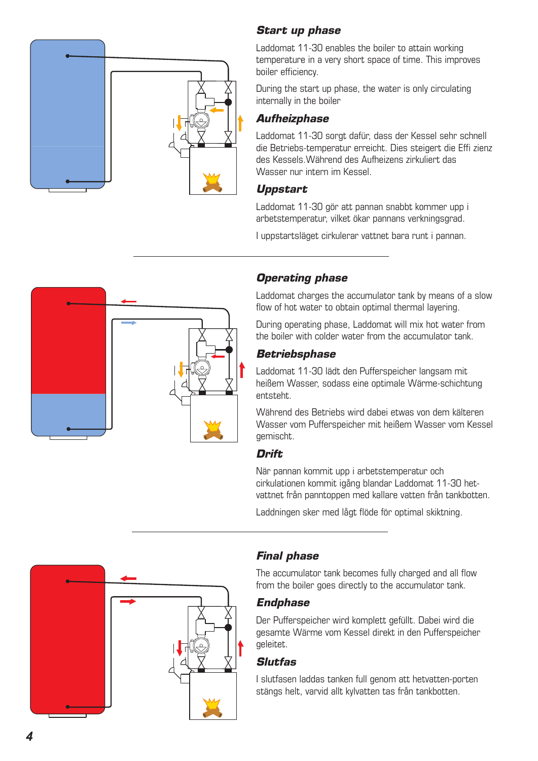### *Start up phase*

Laddomat 11-30 enables the boiler to attain working temperature in a very short space of time. This improves boiler efficiency.

During the start up phase, the water is only circulating internally in the boiler

### *Aufheizphase*

Laddomat 11-30 sorgt dafür, dass der Kessel sehr schnell die Betriebs-temperatur erreicht. Dies steigert die Effi zienz des Kessels.Während des Aufheizens zirkuliert das Wasser nur intern im Kessel.

### *Uppstart*

Laddomat 11-30 gör att pannan snabbt kommer upp i arbetstemperatur, vilket ökar pannans verkningsgrad.

I uppstartsläget cirkulerar vattnet bara runt i pannan.

---

### *Operating phase*

Laddomat charges the accumulator tank by means of a slow flow of hot water to obtain optimal thermal layering.

During operating phase, Laddomat will mix hot water from the boiler with colder water from the accumulator tank.

### *Betriebsphase*

Laddomat 11-30 lädt den Pufferspeicher langsam mit heißem Wasser, sodass eine optimale Wärme-schichtung entsteht.

Während des Betriebs wird dabei etwas von dem kälteren Wasser vom Pufferspeicher mit heißem Wasser vom Kessel gemischt.

### *Drift*

När pannan kommit upp i arbetstemperatur och cirkulationen kommit igång blandar Laddomat 11-30 het-vattnet från panntoppen med kallare vatten från tankbotten.

Laddningen sker med lågt flöde för optimal skiktning.

---

### *Final phase*

The accumulator tank becomes fully charged and all flow from the boiler goes directly to the accumulator tank.

### *Endphase*

Der Pufferspeicher wird komplett gefüllt. Dabei wird die gesamte Wärme vom Kessel direkt in den Pufferspeicher geleitet.

### *Slutfas*

I slutfasen laddas tanken full genom att hetvatten-porten stängs helt, varvid allt kylvatten tas från tankbotten.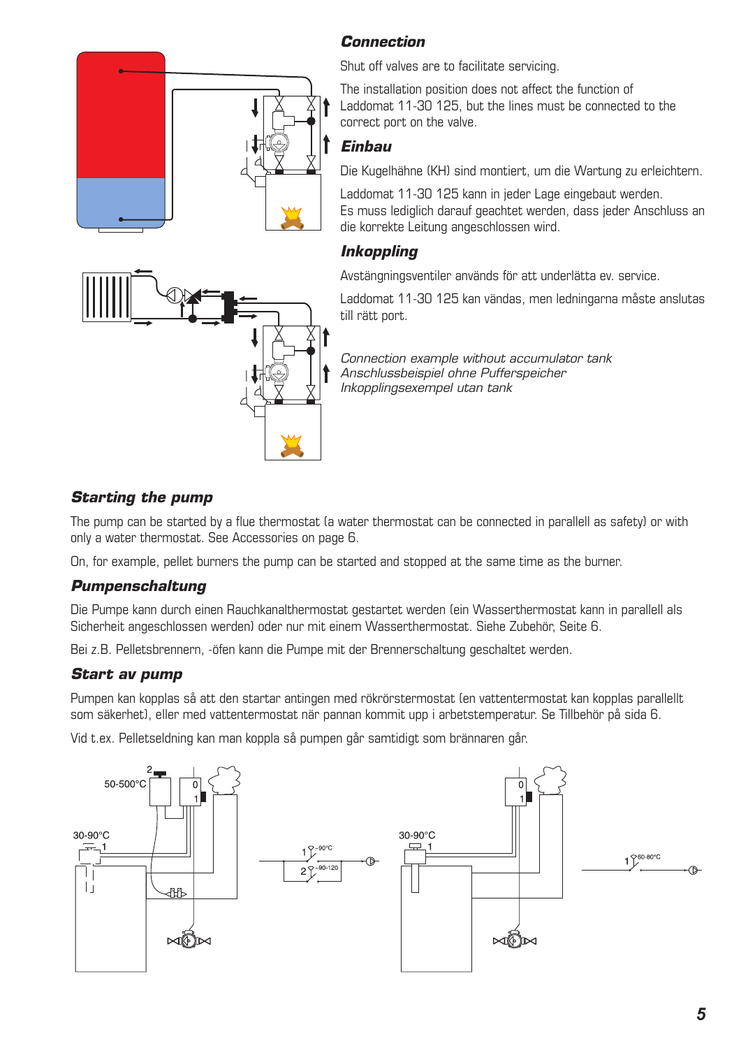## Connection

Shut off valves are to facilitate servicing.

The installation position does not affect the function of Laddomat 11-30 125, but the lines must be connected to the correct port on the valve.

## Einbau

Die Kugelhähne (KH) sind montiert, um die Wartung zu erleichtern.

Laddomat 11-30 125 kann in jeder Lage eingebaut werden. Es muss lediglich darauf geachtet werden, dass jeder Anschluss an die korrekte Leitung angeschlossen wird.

## Inkoppling

Avstängningsventiler används för att underlätta ev. service.

Laddomat 11-30 125 kan vändas, men ledningarna måste anslutas till rätt port.

*Connection example without accumulator tank*
*Anschlussbeispiel ohne Pufferspeicher*
*Inkopplingsexempel utan tank*

## Starting the pump

The pump can be started by a flue thermostat (a water thermostat can be connected in parallell as safety) or with only a water thermostat. See Accessories on page 6.

On, for example, pellet burners the pump can be started and stopped at the same time as the burner.

## Pumpenschaltung

Die Pumpe kann durch einen Rauchkanalthermostat gestartet werden (ein Wasserthermostat kann in parallell als Sicherheit angeschlossen werden) oder nur mit einem Wasserthermostat. Siehe Zubehör, Seite 6.

Bei z.B. Pelletsbrennern, -öfen kann die Pumpe mit der Brennerschaltung geschaltet werden.

## Start av pump

Pumpen kan kopplas så att den startar antingen med rökrörstermostat (en vattentermostat kan kopplas parallellt som säkerhet), eller med vattentermostat när pannan kommit upp i arbetstemperatur. Se Tillbehör på sida 6.

Vid t.ex. Pelletseldning kan man koppla så pumpen går samtidigt som brännaren går.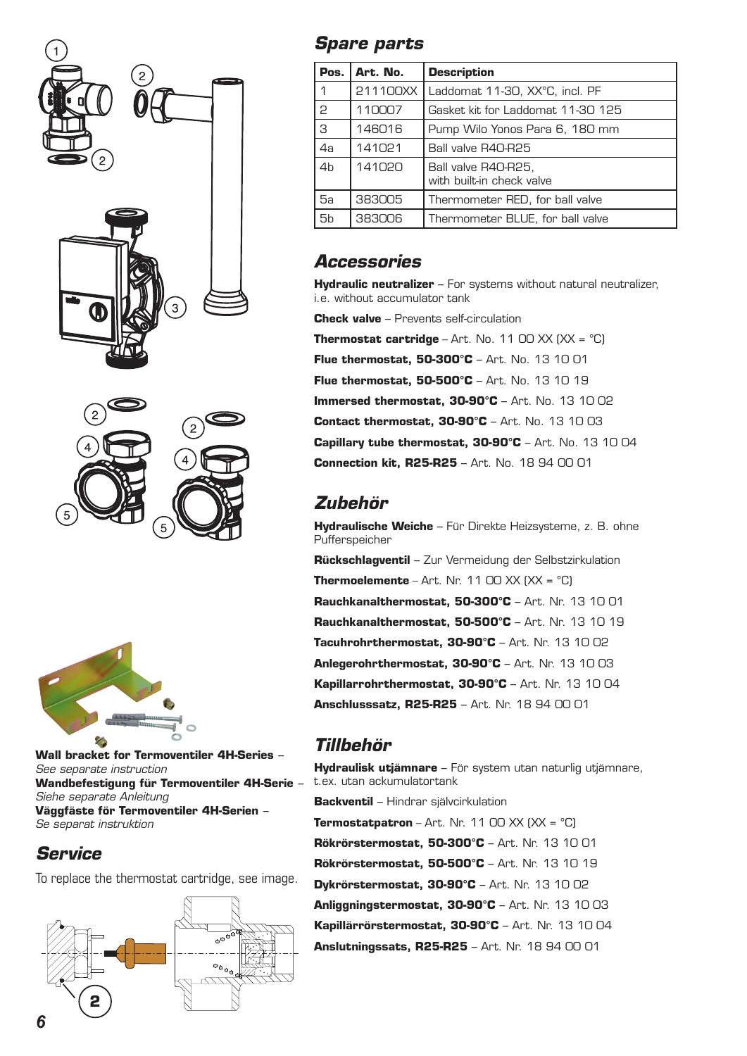## Spare parts

| Pos. | Art. No. | Description |
|---|---|---|
| 1 | 211100XX | Laddomat 11-30, XX°C, incl. PF |
| 2 | 110007 | Gasket kit for Laddomat 11-30 125 |
| 3 | 146016 | Pump Wilo Yonos Para 6, 180 mm |
| 4a | 141021 | Ball valve R40-R25 |
| 4b | 141020 | Ball valve R40-R25, with built-in check valve |
| 5a | 383005 | Thermometer RED, for ball valve |
| 5b | 383006 | Thermometer BLUE, for ball valve |

## Accessories

**Hydraulic neutralizer** – For systems without natural neutralizer, i.e. without accumulator tank

**Check valve** – Prevents self-circulation

**Thermostat cartridge** – Art. No. 11 00 XX (XX = °C)

**Flue thermostat, 50-300°C** – Art. No. 13 10 01

**Flue thermostat, 50-500°C** – Art. No. 13 10 19

**Immersed thermostat, 30-90°C** – Art. No. 13 10 02

**Contact thermostat, 30-90°C** – Art. No. 13 10 03

**Capillary tube thermostat, 30-90°C** – Art. No. 13 10 04

**Connection kit, R25-R25** – Art. No. 18 94 00 01

## Zubehör

**Hydraulische Weiche** – Für Direkte Heizsysteme, z. B. ohne Pufferspeicher

**Rückschlagventil** – Zur Vermeidung der Selbstzirkulation

**Thermoelemente** – Art. Nr. 11 00 XX (XX = °C)

**Rauchkanalthermostat, 50-300°C** – Art. Nr. 13 10 01

**Rauchkanalthermostat, 50-500°C** – Art. Nr. 13 10 19

**Tacuhrohrthermostat, 30-90°C** – Art. Nr. 13 10 02

**Anlegerohrthermostat, 30-90°C** – Art. Nr. 13 10 03

**Kapillarrohrthermostat, 30-90°C** – Art. Nr. 13 10 04

**Anschlusssatz, R25-R25** – Art. Nr. 18 94 00 01

## Tillbehör

**Hydraulisk utjämnare** – För system utan naturlig utjämnare, t.ex. utan ackumulatortank

**Backventil** – Hindrar självcirkulation

**Termostatpatron** – Art. Nr. 11 00 XX (XX = °C)

**Rökrörstermostat, 50-300°C** – Art. Nr. 13 10 01

**Rökrörstermostat, 50-500°C** – Art. Nr. 13 10 19

**Dykrörstermostat, 30-90°C** – Art. Nr. 13 10 02

**Anliggningstermostat, 30-90°C** – Art. Nr. 13 10 03

**Kapillärrörstermostat, 30-90°C** – Art. Nr. 13 10 04

**Anslutningssats, R25-R25** – Art. Nr. 18 94 00 01

**Wall bracket for Termoventiler 4H-Series** – *See separate instruction*
**Wandbefestigung für Termoventiler 4H-Serie** – *Siehe separate Anleitung*
**Väggfäste för Termoventiler 4H-Serien** – *Se separat instruktion*

## Service

To replace the thermostat cartridge, see image.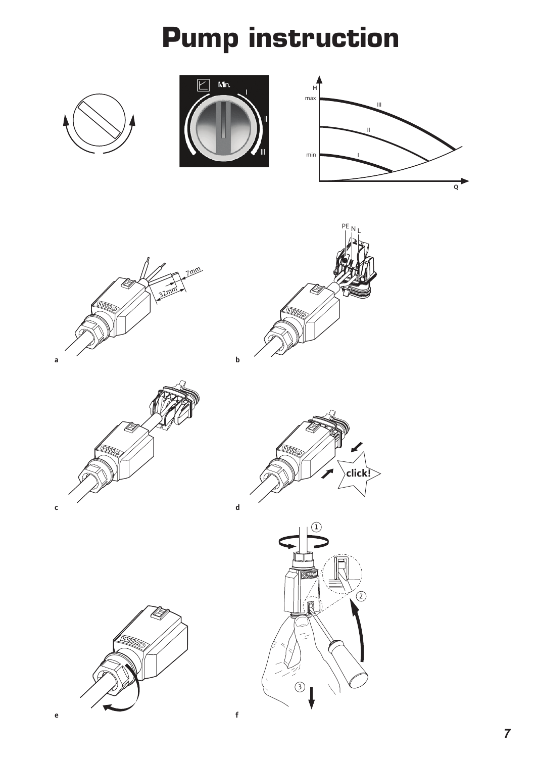# Pump instruction

Min.

I

II

III

H

max

min

III

II

I

Q

7mm

32mm

a

PE N L

b

c

click!

d

e

1

2

3

f